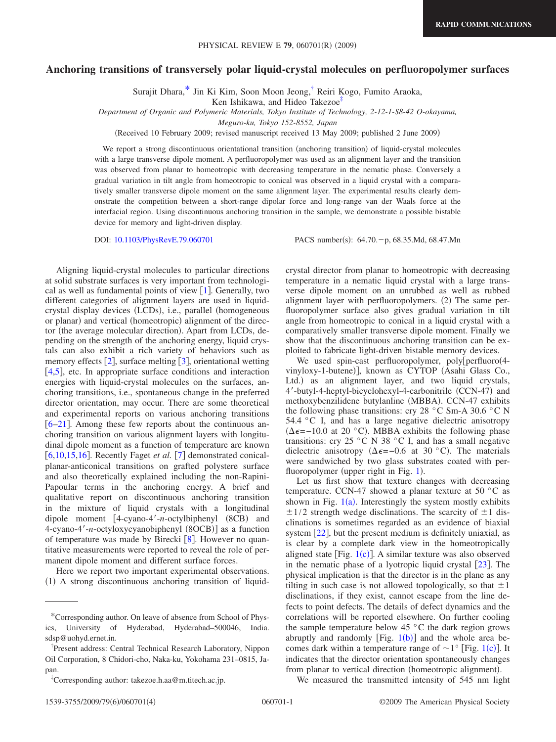# Anchoring transitions of transversely polar liquid-crystal molecules on perfluoropolymer surfaces

Surajit Dhara,* Jin Ki Kim, Soon Moon Jeong,† Reiri Kogo, Fumito Araoka, Ken Ishikawa, and Hideo Takezoe‡

*Department of Organic and Polymeric Materials, Tokyo Institute of Technology, 2-12-1-S8-42 O-okayama, Meguro-ku, Tokyo 152-8552, Japan*

(Received 10 February 2009; revised manuscript received 13 May 2009; published 2 June 2009)

We report a strong discontinuous orientational transition (anchoring transition) of liquid-crystal molecules with a large transverse dipole moment. A perfluoropolymer was used as an alignment layer and the transition was observed from planar to homeotropic with decreasing temperature in the nematic phase. Conversely a gradual variation in tilt angle from homeotropic to conical was observed in a liquid crystal with a comparatively smaller transverse dipole moment on the same alignment layer. The experimental results clearly demonstrate the competition between a short-range dipolar force and long-range van der Waals force at the interfacial region. Using discontinuous anchoring transition in the sample, we demonstrate a possible bistable device for memory and light-driven display.

DOI: 10.1103/PhysRevE.79.060701 PACS number(s): 64.70.−p, 68.35.Md, 68.47.Mn

Aligning liquid-crystal molecules to particular directions at solid substrate surfaces is very important from technological as well as fundamental points of view [1]. Generally, two different categories of alignment layers are used in liquid-crystal display devices (LCDs), i.e., parallel (homogeneous or planar) and vertical (homeotropic) alignment of the director (the average molecular direction). Apart from LCDs, depending on the strength of the anchoring energy, liquid crystals can also exhibit a rich variety of behaviors such as memory effects [2], surface melting [3], orientational wetting [4,5], etc. In appropriate surface conditions and interaction energies with liquid-crystal molecules on the surfaces, anchoring transitions, i.e., spontaneous change in the preferred director orientation, may occur. There are some theoretical and experimental reports on various anchoring transitions [6–21]. Among these few reports about the continuous anchoring transition on various alignment layers with longitudinal dipole moment as a function of temperature are known [6,10,15,16]. Recently Faget *et al.* [7] demonstrated conical-planar-anticonical transitions on grafted polystere surface and also theoretically explained including the non-Rapini-Papoular terms in the anchoring energy. A brief and qualitative report on discontinuous anchoring transition in the mixture of liquid crystals with a longitudinal dipole moment [4-cyano-4′-*n*-octylbiphenyl (8CB) and 4-cyano-4′-*n*-octyloxycyanobiphenyl (8OCB)] as a function of temperature was made by Birecki [8]. However no quantitative measurements were reported to reveal the role of permanent dipole moment and different surface forces.

Here we report two important experimental observations. (1) A strong discontinuous anchoring transition of liquid-crystal director from planar to homeotropic with decreasing temperature in a nematic liquid crystal with a large transverse dipole moment on an unrubbed as well as rubbed alignment layer with perfluoropolymers. (2) The same perfluoropolymer surface also gives gradual variation in tilt angle from homeotropic to conical in a liquid crystal with a comparatively smaller transverse dipole moment. Finally we show that the discontinuous anchoring transition can be exploited to fabricate light-driven bistable memory devices.

We used spin-cast perfluoropolymer, poly[perfluoro(4-vinyloxy-1-butene)], known as CYTOP (Asahi Glass Co., Ltd.) as an alignment layer, and two liquid crystals, 4′-butyl-4-heptyl-bicyclohexyl-4-carbonitrile (CCN-47) and methoxybenzilidene butylanline (MBBA). CCN-47 exhibits the following phase transitions: cry 28 °C Sm-A 30.6 °C N 54.4 °C I, and has a large negative dielectric anisotropy ($\Delta\epsilon=-10.0$ at 20 °C). MBBA exhibits the following phase transitions: cry 25 °C N 38 °C I, and has a small negative dielectric anisotropy ($\Delta\epsilon=-0.6$ at 30 °C). The materials were sandwiched by two glass substrates coated with perfluoropolymer (upper right in Fig. 1).

Let us first show that texture changes with decreasing temperature. CCN-47 showed a planar texture at 50 °C as shown in Fig. 1(a). Interestingly the system mostly exhibits $\pm 1/2$ strength wedge disclinations. The scarcity of $\pm 1$ disclinations is sometimes regarded as an evidence of biaxial system [22], but the present medium is definitely uniaxial, as is clear by a complete dark view in the homeotropically aligned state [Fig. 1(c)]. A similar texture was also observed in the nematic phase of a lyotropic liquid crystal [23]. The physical implication is that the director is in the plane as any tilting in such case is not allowed topologically, so that $\pm 1$ disclinations, if they exist, cannot escape from the line defects to point defects. The details of defect dynamics and the correlations will be reported elsewhere. On further cooling the sample temperature below 45 °C the dark region grows abruptly and randomly [Fig. 1(b)] and the whole area becomes dark within a temperature range of ~1° [Fig. 1(c)]. It indicates that the director orientation spontaneously changes from planar to vertical direction (homeotropic alignment).

We measured the transmitted intensity of 545 nm light

*Corresponding author. On leave of absence from School of Physics, University of Hyderabad, Hyderabad–500046, India. sdsp@uohyd.ernet.in.

†Present address: Central Technical Research Laboratory, Nippon Oil Corporation, 8 Chidori-cho, Naka-ku, Yokohama 231–0815, Japan.

‡Corresponding author: takezoe.h.aa@m.titech.ac.jp.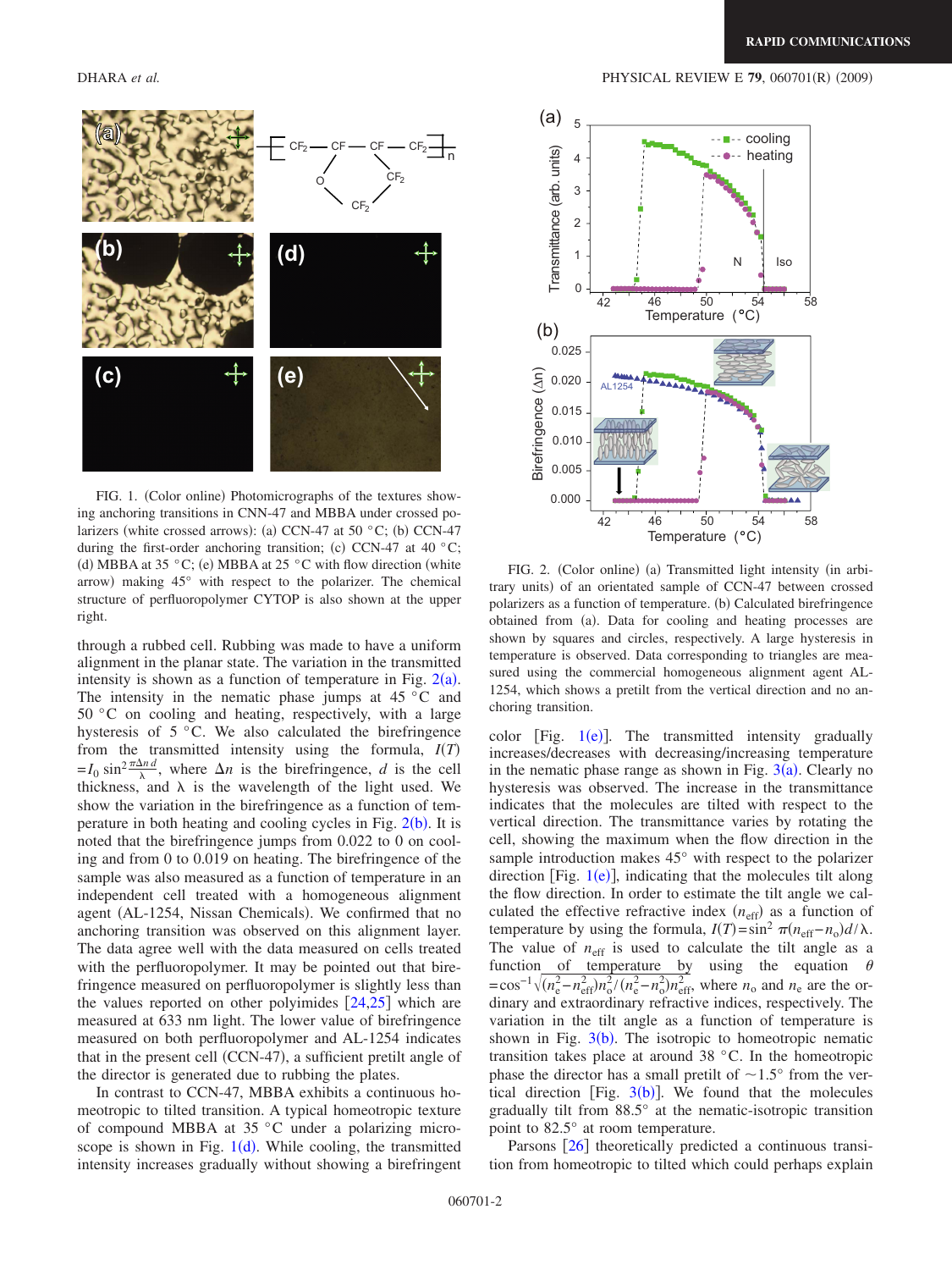FIG. 1. (Color online) Photomicrographs of the textures showing anchoring transitions in CNN-47 and MBBA under crossed polarizers (white crossed arrows): (a) CCN-47 at 50 °C; (b) CCN-47 during the first-order anchoring transition; (c) CCN-47 at 40 °C; (d) MBBA at 35 °C; (e) MBBA at 25 °C with flow direction (white arrow) making 45° with respect to the polarizer. The chemical structure of perfluoropolymer CYTOP is also shown at the upper right.

FIG. 2. (Color online) (a) Transmitted light intensity (in arbitrary units) of an orientated sample of CCN-47 between crossed polarizers as a function of temperature. (b) Calculated birefringence obtained from (a). Data for cooling and heating processes are shown by squares and circles, respectively. A large hysteresis in temperature is observed. Data corresponding to triangles are measured using the commercial homogeneous alignment agent AL-1254, which shows a pretilt from the vertical direction and no anchoring transition.

through a rubbed cell. Rubbing was made to have a uniform alignment in the planar state. The variation in the transmitted intensity is shown as a function of temperature in Fig. 2(a). The intensity in the nematic phase jumps at 45 °C and 50 °C on cooling and heating, respectively, with a large hysteresis of 5 °C. We also calculated the birefringence from the transmitted intensity using the formula, $I(T) = I_0 \sin^2 \frac{\pi \Delta n\, d}{\lambda}$, where $\Delta n$ is the birefringence, $d$ is the cell thickness, and $\lambda$ is the wavelength of the light used. We show the variation in the birefringence as a function of temperature in both heating and cooling cycles in Fig. 2(b). It is noted that the birefringence jumps from 0.022 to 0 on cooling and from 0 to 0.019 on heating. The birefringence of the sample was also measured as a function of temperature in an independent cell treated with a homogeneous alignment agent (AL-1254, Nissan Chemicals). We confirmed that no anchoring transition was observed on this alignment layer. The data agree well with the data measured on cells treated with the perfluoropolymer. It may be pointed out that birefringence measured on perfluoropolymer is slightly less than the values reported on other polyimides [24,25] which are measured at 633 nm light. The lower value of birefringence measured on both perfluoropolymer and AL-1254 indicates that in the present cell (CCN-47), a sufficient pretilt angle of the director is generated due to rubbing the plates.

In contrast to CCN-47, MBBA exhibits a continuous homeotropic to tilted transition. A typical homeotropic texture of compound MBBA at 35 °C under a polarizing microscope is shown in Fig. 1(d). While cooling, the transmitted intensity increases gradually without showing a birefringent color [Fig. 1(e)]. The transmitted intensity gradually increases/decreases with decreasing/increasing temperature in the nematic phase range as shown in Fig. 3(a). Clearly no hysteresis was observed. The increase in the transmittance indicates that the molecules are tilted with respect to the vertical direction. The transmittance varies by rotating the cell, showing the maximum when the flow direction in the sample introduction makes 45° with respect to the polarizer direction [Fig. 1(e)], indicating that the molecules tilt along the flow direction. In order to estimate the tilt angle we calculated the effective refractive index ($n_{\text{eff}}$) as a function of temperature by using the formula, $I(T) = \sin^2 \pi (n_{\text{eff}} - n_{\text{o}}) d / \lambda$. The value of $n_{\text{eff}}$ is used to calculate the tilt angle as a function of temperature by using the equation $\theta = \cos^{-1}\sqrt{(n_e^2 - n_{\text{eff}}^2) n_o^2 / (n_e^2 - n_o^2) n_{\text{eff}}^2}$, where $n_{\text{o}}$ and $n_{\text{e}}$ are the ordinary and extraordinary refractive indices, respectively. The variation in the tilt angle as a function of temperature is shown in Fig. 3(b). The isotropic to homeotropic nematic transition takes place at around 38 °C. In the homeotropic phase the director has a small pretilt of ~1.5° from the vertical direction [Fig. 3(b)]. We found that the molecules gradually tilt from 88.5° at the nematic-isotropic transition point to 82.5° at room temperature.

Parsons [26] theoretically predicted a continuous transition from homeotropic to tilted which could perhaps explain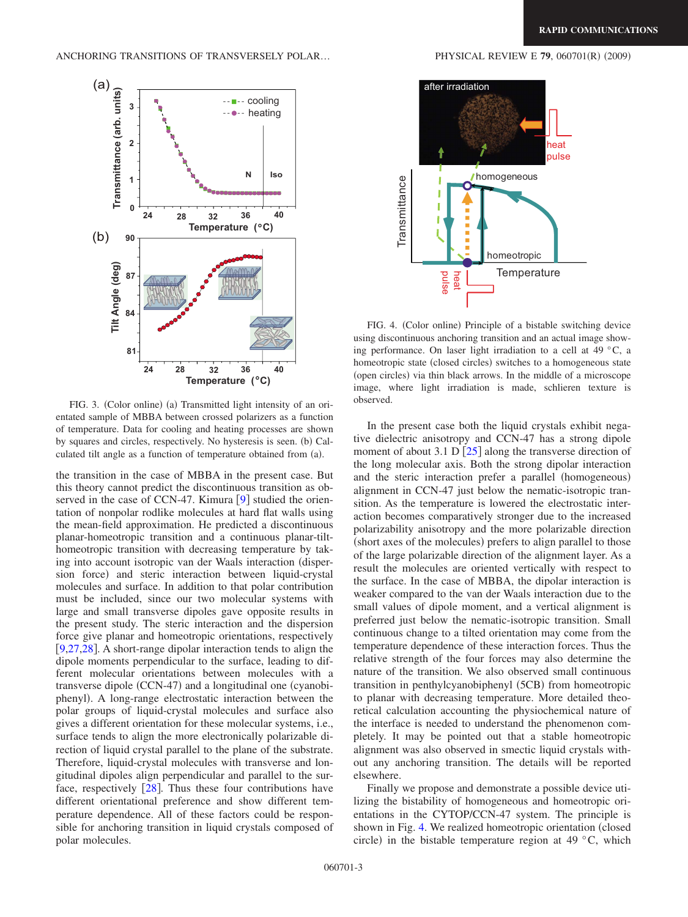FIG. 3. (Color online) (a) Transmitted light intensity of an orientated sample of MBBA between crossed polarizers as a function of temperature. Data for cooling and heating processes are shown by squares and circles, respectively. No hysteresis is seen. (b) Calculated tilt angle as a function of temperature obtained from (a).

the transition in the case of MBBA in the present case. But this theory cannot predict the discontinuous transition as observed in the case of CCN-47. Kimura [9] studied the orientation of nonpolar rodlike molecules at hard flat walls using the mean-field approximation. He predicted a discontinuous planar-homeotropic transition and a continuous planar-tilt-homeotropic transition with decreasing temperature by taking into account isotropic van der Waals interaction (dispersion force) and steric interaction between liquid-crystal molecules and surface. In addition to that polar contribution must be included, since our two molecular systems with large and small transverse dipoles gave opposite results in the present study. The steric interaction and the dispersion force give planar and homeotropic orientations, respectively [9,27,28]. A short-range dipolar interaction tends to align the dipole moments perpendicular to the surface, leading to different molecular orientations between molecules with a transverse dipole (CCN-47) and a longitudinal one (cyanobiphenyl). A long-range electrostatic interaction between the polar groups of liquid-crystal molecules and surface also gives a different orientation for these molecular systems, i.e., surface tends to align the more electronically polarizable direction of liquid crystal parallel to the plane of the substrate. Therefore, liquid-crystal molecules with transverse and longitudinal dipoles align perpendicular and parallel to the surface, respectively [28]. Thus these four contributions have different orientational preference and show different temperature dependence. All of these factors could be responsible for anchoring transition in liquid crystals composed of polar molecules.

FIG. 4. (Color online) Principle of a bistable switching device using discontinuous anchoring transition and an actual image showing performance. On laser light irradiation to a cell at 49 °C, a homeotropic state (closed circles) switches to a homogeneous state (open circles) via thin black arrows. In the middle of a microscope image, where light irradiation is made, schlieren texture is observed.

In the present case both the liquid crystals exhibit negative dielectric anisotropy and CCN-47 has a strong dipole moment of about 3.1 D [25] along the transverse direction of the long molecular axis. Both the strong dipolar interaction and the steric interaction prefer a parallel (homogeneous) alignment in CCN-47 just below the nematic-isotropic transition. As the temperature is lowered the electrostatic interaction becomes comparatively stronger due to the increased polarizability anisotropy and the more polarizable direction (short axes of the molecules) prefers to align parallel to those of the large polarizable direction of the alignment layer. As a result the molecules are oriented vertically with respect to the surface. In the case of MBBA, the dipolar interaction is weaker compared to the van der Waals interaction due to the small values of dipole moment, and a vertical alignment is preferred just below the nematic-isotropic transition. Small continuous change to a tilted orientation may come from the temperature dependence of these interaction forces. Thus the relative strength of the four forces may also determine the nature of the transition. We also observed small continuous transition in penthylcyanobiphenyl (5CB) from homeotropic to planar with decreasing temperature. More detailed theoretical calculation accounting the physiochemical nature of the interface is needed to understand the phenomenon completely. It may be pointed out that a stable homeotropic alignment was also observed in smectic liquid crystals without any anchoring transition. The details will be reported elsewhere.

Finally we propose and demonstrate a possible device utilizing the bistability of homogeneous and homeotropic orientations in the CYTOP/CCN-47 system. The principle is shown in Fig. 4. We realized homeotropic orientation (closed circle) in the bistable temperature region at 49 °C, which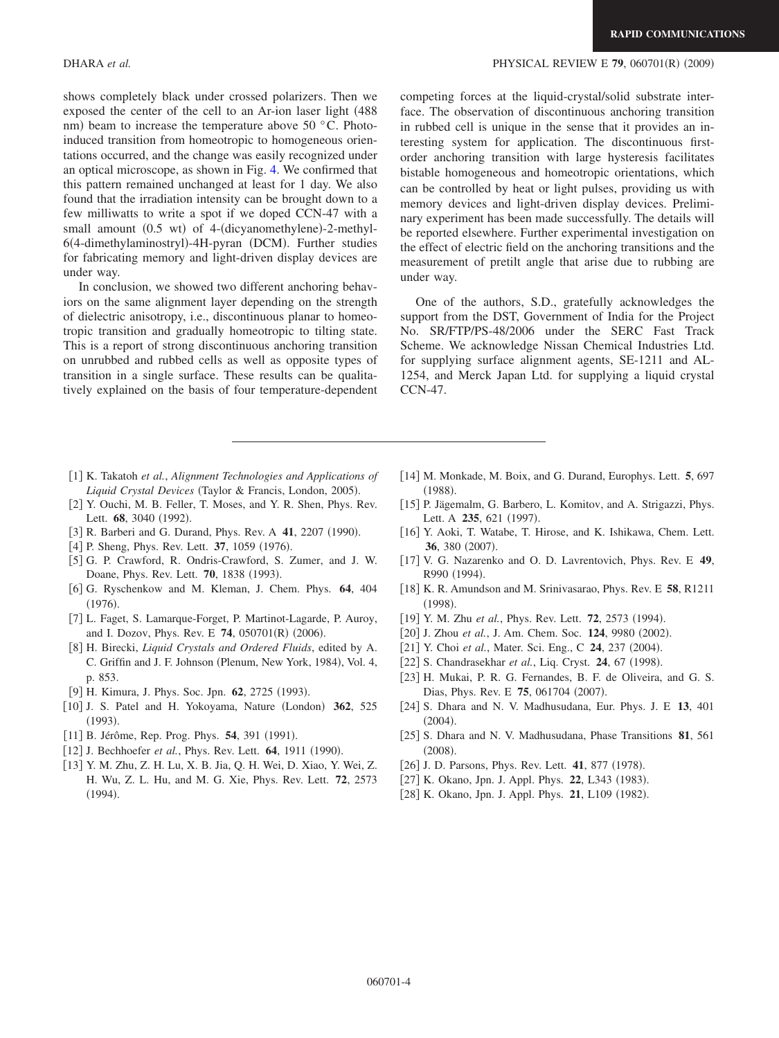shows completely black under crossed polarizers. Then we exposed the center of the cell to an Ar-ion laser light (488 nm) beam to increase the temperature above 50 °C. Photoinduced transition from homeotropic to homogeneous orientations occurred, and the change was easily recognized under an optical microscope, as shown in Fig. 4. We confirmed that this pattern remained unchanged at least for 1 day. We also found that the irradiation intensity can be brought down to a few milliwatts to write a spot if we doped CCN-47 with a small amount (0.5 wt) of 4-(dicyanomethylene)-2-methyl-6(4-dimethylaminostryl)-4H-pyran (DCM). Further studies for fabricating memory and light-driven display devices are under way.

In conclusion, we showed two different anchoring behaviors on the same alignment layer depending on the strength of dielectric anisotropy, i.e., discontinuous planar to homeotropic transition and gradually homeotropic to tilting state. This is a report of strong discontinuous anchoring transition on unrubbed and rubbed cells as well as opposite types of transition in a single surface. These results can be qualitatively explained on the basis of four temperature-dependent competing forces at the liquid-crystal/solid substrate interface. The observation of discontinuous anchoring transition in rubbed cell is unique in the sense that it provides an interesting system for application. The discontinuous first-order anchoring transition with large hysteresis facilitates bistable homogeneous and homeotropic orientations, which can be controlled by heat or light pulses, providing us with memory devices and light-driven display devices. Preliminary experiment has been made successfully. The details will be reported elsewhere. Further experimental investigation on the effect of electric field on the anchoring transitions and the measurement of pretilt angle that arise due to rubbing are under way.

One of the authors, S.D., gratefully acknowledges the support from the DST, Government of India for the Project No. SR/FTP/PS-48/2006 under the SERC Fast Track Scheme. We acknowledge Nissan Chemical Industries Ltd. for supplying surface alignment agents, SE-1211 and AL-1254, and Merck Japan Ltd. for supplying a liquid crystal CCN-47.

---

[1] K. Takatoh *et al.*, *Alignment Technologies and Applications of Liquid Crystal Devices* (Taylor & Francis, London, 2005).
[2] Y. Ouchi, M. B. Feller, T. Moses, and Y. R. Shen, Phys. Rev. Lett. **68**, 3040 (1992).
[3] R. Barberi and G. Durand, Phys. Rev. A **41**, 2207 (1990).
[4] P. Sheng, Phys. Rev. Lett. **37**, 1059 (1976).
[5] G. P. Crawford, R. Ondris-Crawford, S. Zumer, and J. W. Doane, Phys. Rev. Lett. **70**, 1838 (1993).
[6] G. Ryschenkow and M. Kleman, J. Chem. Phys. **64**, 404 (1976).
[7] L. Faget, S. Lamarque-Forget, P. Martinot-Lagarde, P. Auroy, and I. Dozov, Phys. Rev. E **74**, 050701(R) (2006).
[8] H. Birecki, *Liquid Crystals and Ordered Fluids*, edited by A. C. Griffin and J. F. Johnson (Plenum, New York, 1984), Vol. 4, p. 853.
[9] H. Kimura, J. Phys. Soc. Jpn. **62**, 2725 (1993).
[10] J. S. Patel and H. Yokoyama, Nature (London) **362**, 525 (1993).
[11] B. Jérôme, Rep. Prog. Phys. **54**, 391 (1991).
[12] J. Bechhoefer *et al.*, Phys. Rev. Lett. **64**, 1911 (1990).
[13] Y. M. Zhu, Z. H. Lu, X. B. Jia, Q. H. Wei, D. Xiao, Y. Wei, Z. H. Wu, Z. L. Hu, and M. G. Xie, Phys. Rev. Lett. **72**, 2573 (1994).
[14] M. Monkade, M. Boix, and G. Durand, Europhys. Lett. **5**, 697 (1988).
[15] P. Jägemalm, G. Barbero, L. Komitov, and A. Strigazzi, Phys. Lett. A **235**, 621 (1997).
[16] Y. Aoki, T. Watabe, T. Hirose, and K. Ishikawa, Chem. Lett. **36**, 380 (2007).
[17] V. G. Nazarenko and O. D. Lavrentovich, Phys. Rev. E **49**, R990 (1994).
[18] K. R. Amundson and M. Srinivasarao, Phys. Rev. E **58**, R1211 (1998).
[19] Y. M. Zhu *et al.*, Phys. Rev. Lett. **72**, 2573 (1994).
[20] J. Zhou *et al.*, J. Am. Chem. Soc. **124**, 9980 (2002).
[21] Y. Choi *et al.*, Mater. Sci. Eng., C **24**, 237 (2004).
[22] S. Chandrasekhar *et al.*, Liq. Cryst. **24**, 67 (1998).
[23] H. Mukai, P. R. G. Fernandes, B. F. de Oliveira, and G. S. Dias, Phys. Rev. E **75**, 061704 (2007).
[24] S. Dhara and N. V. Madhusudana, Eur. Phys. J. E **13**, 401 (2004).
[25] S. Dhara and N. V. Madhusudana, Phase Transitions **81**, 561 (2008).
[26] J. D. Parsons, Phys. Rev. Lett. **41**, 877 (1978).
[27] K. Okano, Jpn. J. Appl. Phys. **22**, L343 (1983).
[28] K. Okano, Jpn. J. Appl. Phys. **21**, L109 (1982).